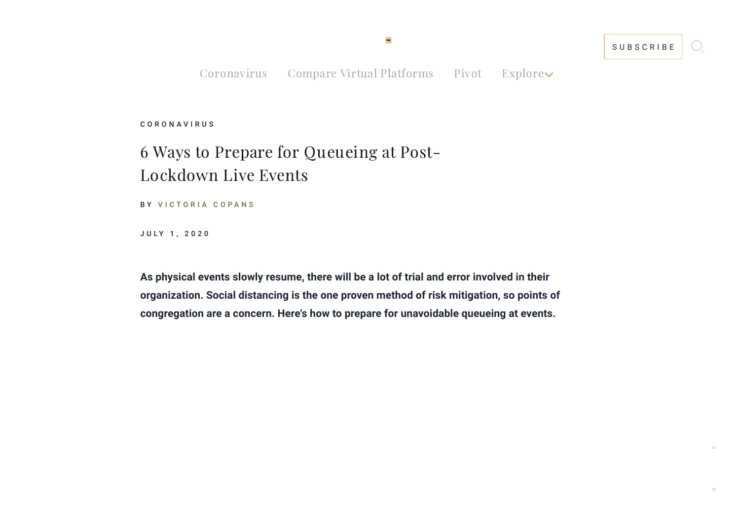SUBSCRIBE

Coronavirus Compare Virtual Platforms Pivot Explore

CORONAVIRUS

# 6 Ways to Prepare for Queueing at Post-Lockdown Live Events

BY VICTORIA COPANS

JULY 1, 2020

**As physical events slowly resume, there will be a lot of trial and error involved in their organization. Social distancing is the one proven method of risk mitigation, so points of congregation are a concern. Here's how to prepare for unavoidable queueing at events.**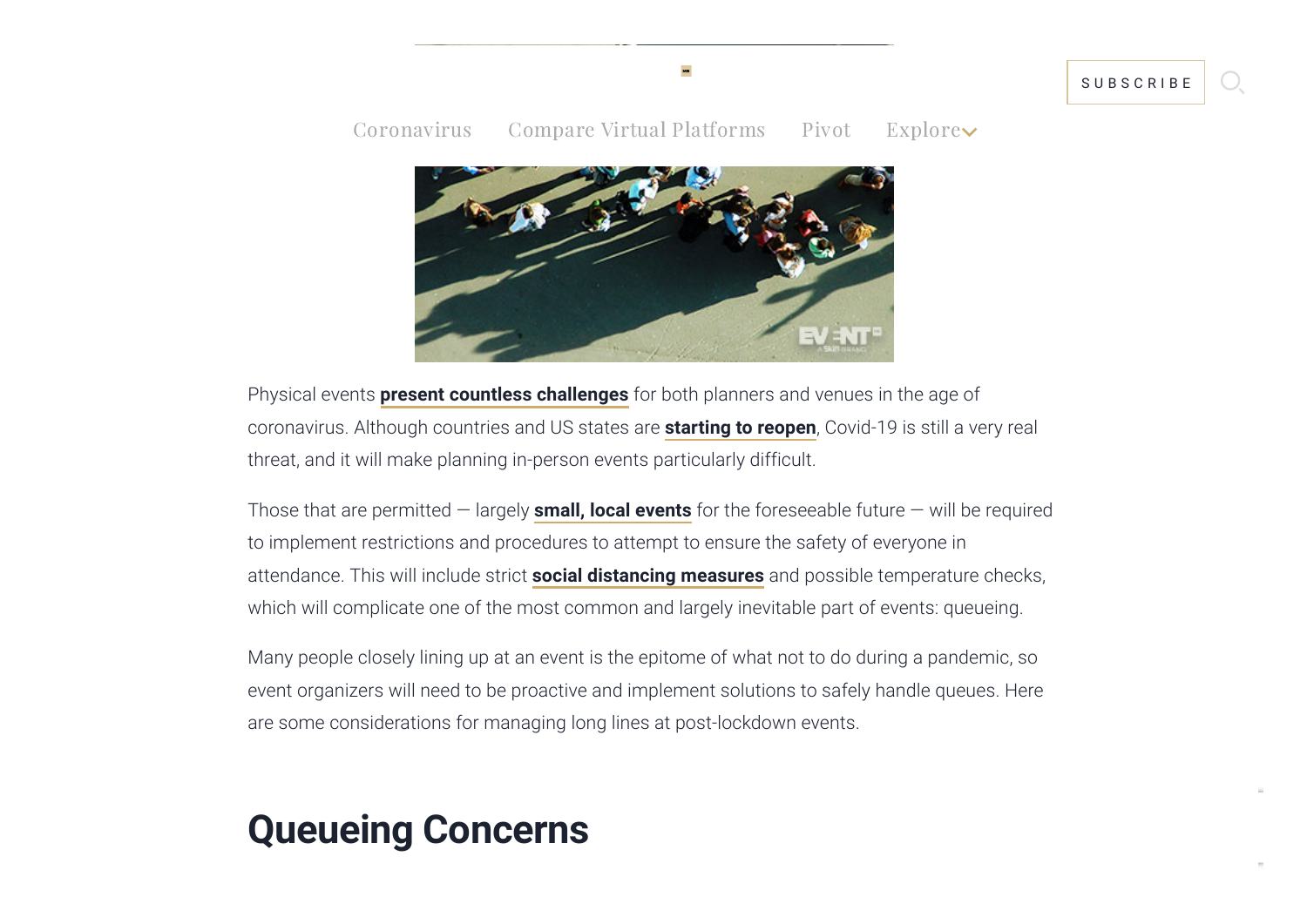Physical events **present countless challenges** for both planners and venues in the age of coronavirus. Although countries and US states are **starting to reopen**, Covid-19 is still a very real threat, and it will make planning in-person events particularly difficult.

Those that are permitted — largely **small, local events** for the foreseeable future — will be required to implement restrictions and procedures to attempt to ensure the safety of everyone in attendance. This will include strict **social distancing measures** and possible temperature checks, which will complicate one of the most common and largely inevitable part of events: queueing.

Many people closely lining up at an event is the epitome of what not to do during a pandemic, so event organizers will need to be proactive and implement solutions to safely handle queues. Here are some considerations for managing long lines at post-lockdown events.

## Queueing Concerns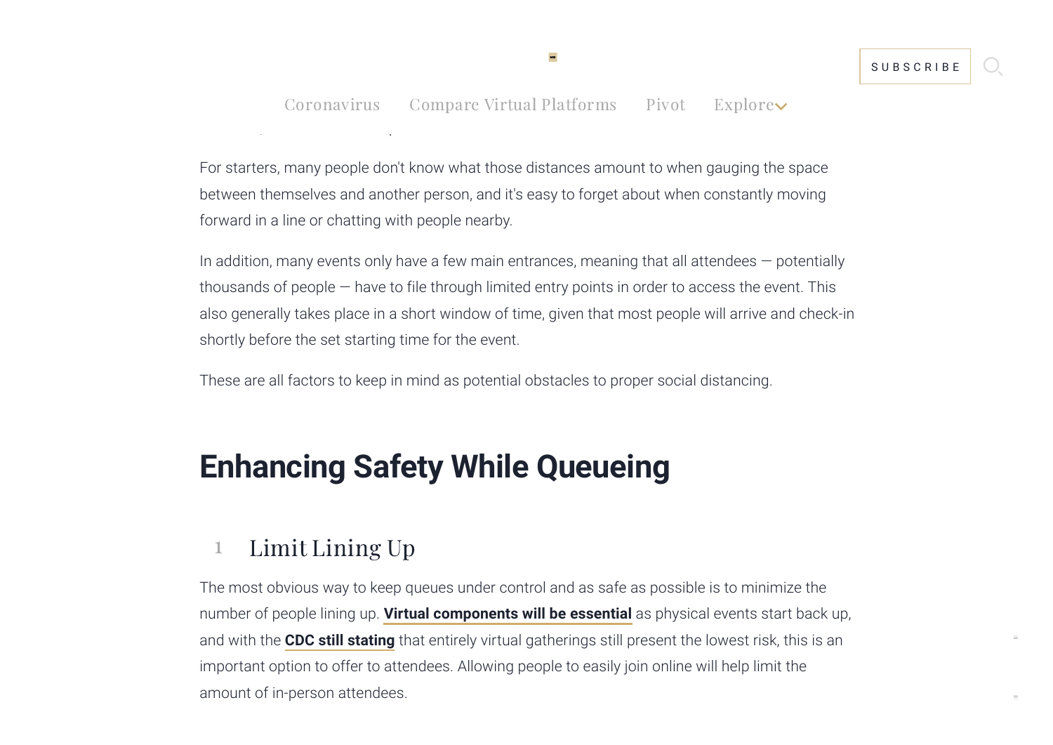For starters, many people don't know what those distances amount to when gauging the space between themselves and another person, and it's easy to forget about when constantly moving forward in a line or chatting with people nearby.

In addition, many events only have a few main entrances, meaning that all attendees — potentially thousands of people — have to file through limited entry points in order to access the event. This also generally takes place in a short window of time, given that most people will arrive and check-in shortly before the set starting time for the event.

These are all factors to keep in mind as potential obstacles to proper social distancing.

## Enhancing Safety While Queueing

### 1 Limit Lining Up

The most obvious way to keep queues under control and as safe as possible is to minimize the number of people lining up. **Virtual components will be essential** as physical events start back up, and with the **CDC still stating** that entirely virtual gatherings still present the lowest risk, this is an important option to offer to attendees. Allowing people to easily join online will help limit the amount of in-person attendees.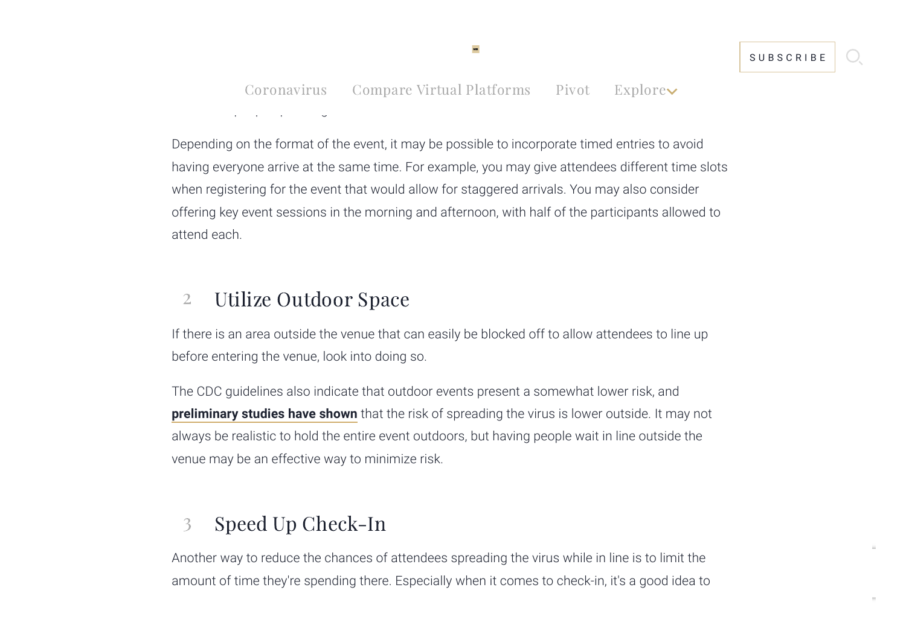Depending on the format of the event, it may be possible to incorporate timed entries to avoid having everyone arrive at the same time. For example, you may give attendees different time slots when registering for the event that would allow for staggered arrivals. You may also consider offering key event sessions in the morning and afternoon, with half of the participants allowed to attend each.

## 2 Utilize Outdoor Space

If there is an area outside the venue that can easily be blocked off to allow attendees to line up before entering the venue, look into doing so.

The CDC guidelines also indicate that outdoor events present a somewhat lower risk, and **preliminary studies have shown** that the risk of spreading the virus is lower outside. It may not always be realistic to hold the entire event outdoors, but having people wait in line outside the venue may be an effective way to minimize risk.

## 3 Speed Up Check-In

Another way to reduce the chances of attendees spreading the virus while in line is to limit the amount of time they're spending there. Especially when it comes to check-in, it's a good idea to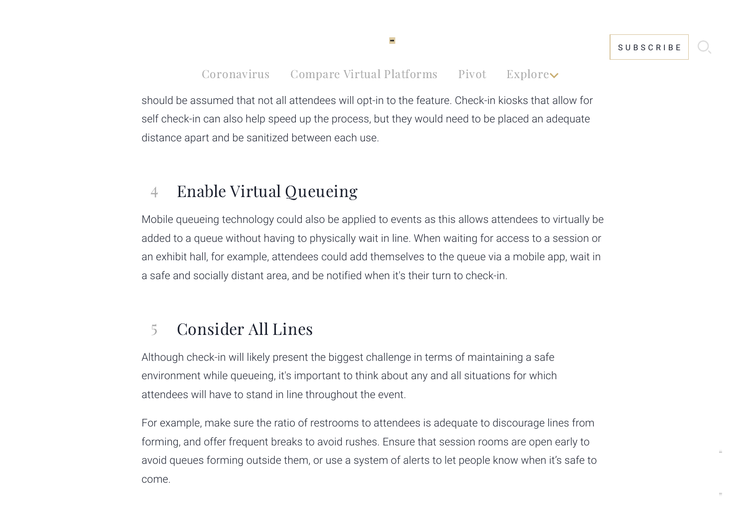should be assumed that not all attendees will opt-in to the feature. Check-in kiosks that allow for self check-in can also help speed up the process, but they would need to be placed an adequate distance apart and be sanitized between each use.

## 4 Enable Virtual Queueing

Mobile queueing technology could also be applied to events as this allows attendees to virtually be added to a queue without having to physically wait in line. When waiting for access to a session or an exhibit hall, for example, attendees could add themselves to the queue via a mobile app, wait in a safe and socially distant area, and be notified when it's their turn to check-in.

## 5 Consider All Lines

Although check-in will likely present the biggest challenge in terms of maintaining a safe environment while queueing, it's important to think about any and all situations for which attendees will have to stand in line throughout the event.

For example, make sure the ratio of restrooms to attendees is adequate to discourage lines from forming, and offer frequent breaks to avoid rushes. Ensure that session rooms are open early to avoid queues forming outside them, or use a system of alerts to let people know when it's safe to come.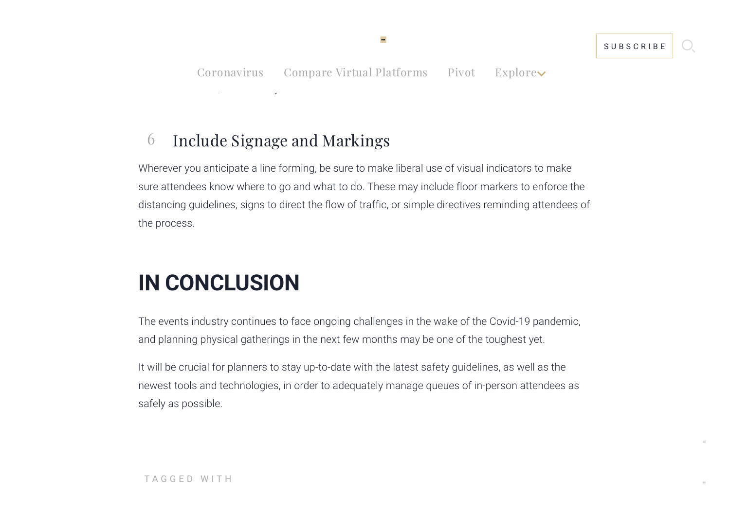### 6 Include Signage and Markings

Wherever you anticipate a line forming, be sure to make liberal use of visual indicators to make sure attendees know where to go and what to do. These may include floor markers to enforce the distancing guidelines, signs to direct the flow of traffic, or simple directives reminding attendees of the process.

## IN CONCLUSION

The events industry continues to face ongoing challenges in the wake of the Covid-19 pandemic, and planning physical gatherings in the next few months may be one of the toughest yet.

It will be crucial for planners to stay up-to-date with the latest safety guidelines, as well as the newest tools and technologies, in order to adequately manage queues of in-person attendees as safely as possible.

TAGGED WITH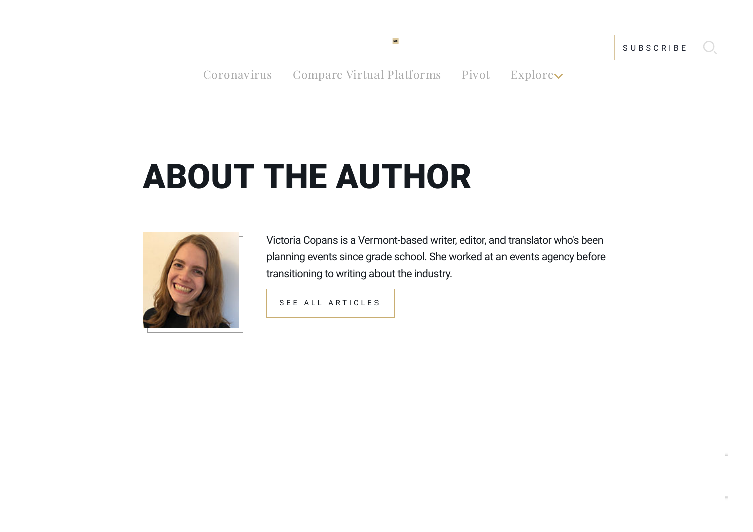SUBSCRIBE

Coronavirus Compare Virtual Platforms Pivot Explore

# ABOUT THE AUTHOR

Victoria Copans is a Vermont-based writer, editor, and translator who's been planning events since grade school. She worked at an events agency before transitioning to writing about the industry.

SEE ALL ARTICLES